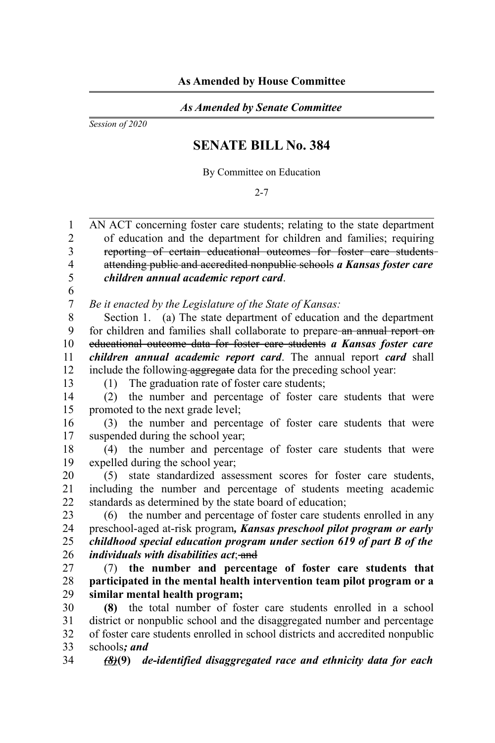**As Amended by House Committee**

*As Amended by Senate Committee*

*Session of 2020*

# SENATE BILL No. 384

By Committee on Education

2-7

AN ACT concerning foster care students; relating to the state department of education and the department for children and families; requiring ~~reporting of certain educational outcomes for foster care students attending public and accredited nonpublic schools~~ ***a Kansas foster care children annual academic report card***.

*Be it enacted by the Legislature of the State of Kansas:*

Section 1. (a) The state department of education and the department for children and families shall collaborate to prepare ~~an annual report on educational outcome data for foster care students~~ ***a Kansas foster care children annual academic report card***. The annual report ***card*** shall include the following ~~aggregate~~ data for the preceding school year:

(1) The graduation rate of foster care students;

(2) the number and percentage of foster care students that were promoted to the next grade level;

(3) the number and percentage of foster care students that were suspended during the school year;

(4) the number and percentage of foster care students that were expelled during the school year;

(5) state standardized assessment scores for foster care students, including the number and percentage of students meeting academic standards as determined by the state board of education;

(6) the number and percentage of foster care students enrolled in any preschool-aged at-risk program***, Kansas preschool pilot program or early childhood special education program under section 619 of part B of the individuals with disabilities act***; ~~and~~

(7) **the number and percentage of foster care students that participated in the mental health intervention team pilot program or a similar mental health program;**

**(8)** the total number of foster care students enrolled in a school district or nonpublic school and the disaggregated number and percentage of foster care students enrolled in school districts and accredited nonpublic schools***; and***

***~~(8)~~*****(9)** ***de-identified disaggregated race and ethnicity data for each***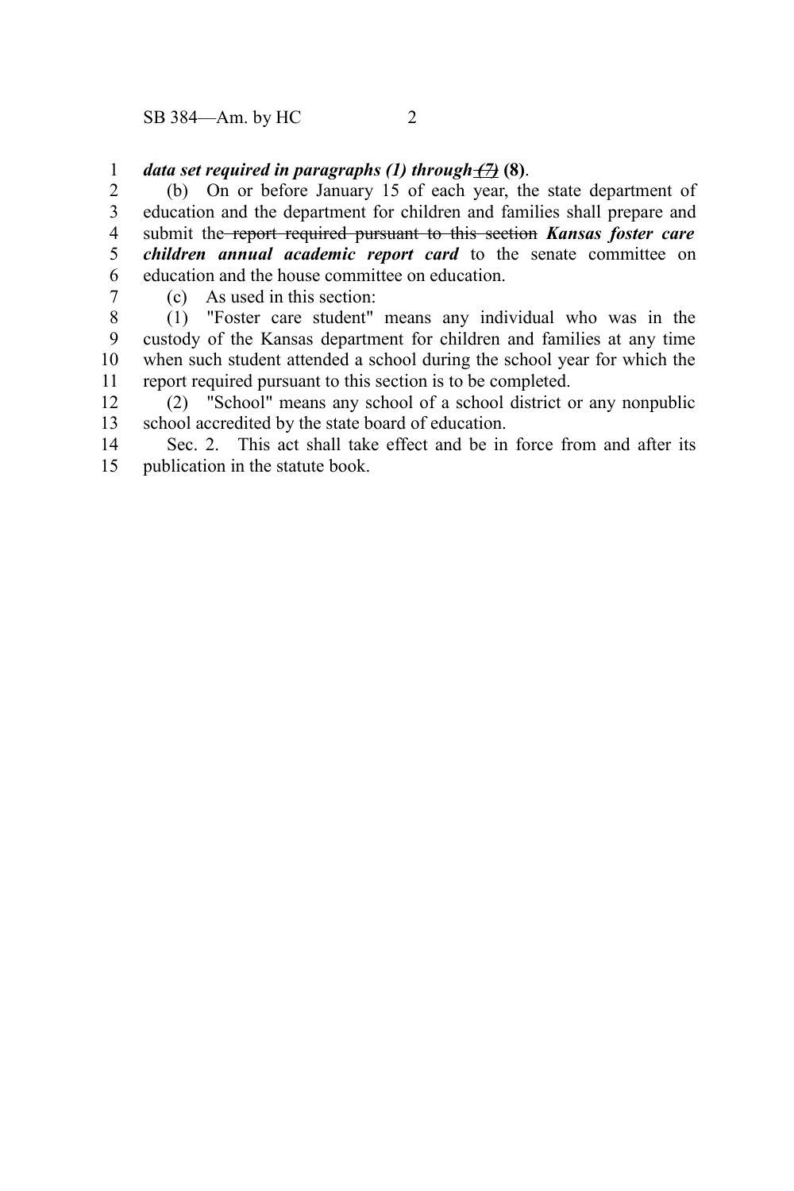***data set required in paragraphs (1) through ~~(7)~~* (8)**.

(b) On or before January 15 of each year, the state department of education and the department for children and families shall prepare and submit the ~~report required pursuant to this section~~ ***Kansas foster care children annual academic report card*** to the senate committee on education and the house committee on education.

(c) As used in this section:

(1) "Foster care student" means any individual who was in the custody of the Kansas department for children and families at any time when such student attended a school during the school year for which the report required pursuant to this section is to be completed.

(2) "School" means any school of a school district or any nonpublic school accredited by the state board of education.

Sec. 2. This act shall take effect and be in force from and after its publication in the statute book.